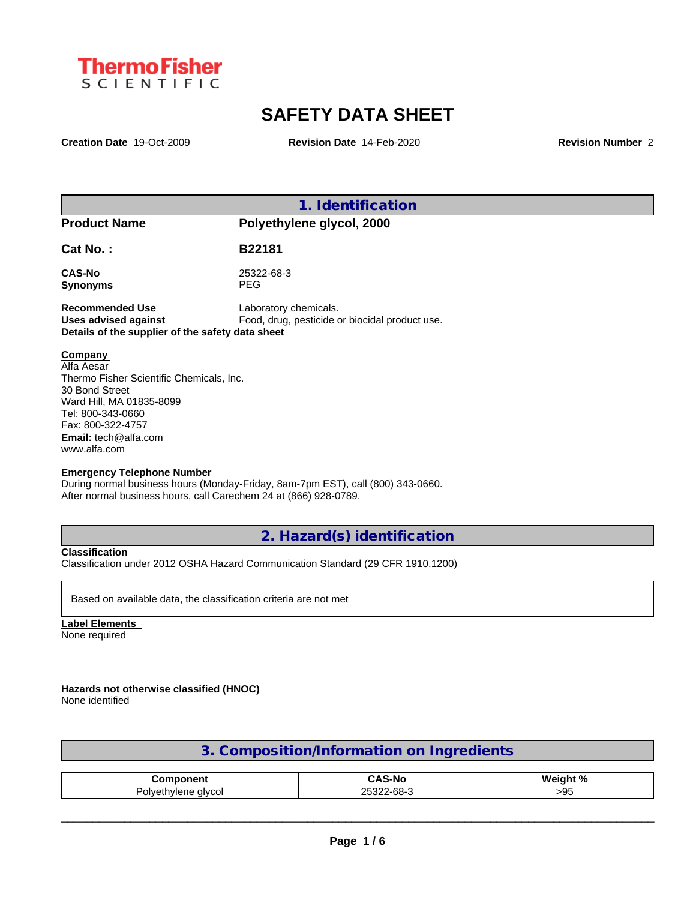ThermoFisher SCIENTIFIC

# SAFETY DATA SHEET

**Creation Date** 19-Oct-2009 **Revision Date** 14-Feb-2020 **Revision Number** 2

## 1. Identification

**Product Name** **Polyethylene glycol, 2000**

**Cat No. :** **B22181**

**CAS-No** 25322-68-3
**Synonyms** PEG

**Recommended Use** Laboratory chemicals.
**Uses advised against** Food, drug, pesticide or biocidal product use.

**Details of the supplier of the safety data sheet**

**Company**
Alfa Aesar
Thermo Fisher Scientific Chemicals, Inc.
30 Bond Street
Ward Hill, MA 01835-8099
Tel: 800-343-0660
Fax: 800-322-4757
**Email:** tech@alfa.com
www.alfa.com

**Emergency Telephone Number**
During normal business hours (Monday-Friday, 8am-7pm EST), call (800) 343-0660.
After normal business hours, call Carechem 24 at (866) 928-0789.

## 2. Hazard(s) identification

**Classification**
Classification under 2012 OSHA Hazard Communication Standard (29 CFR 1910.1200)

Based on available data, the classification criteria are not met

**Label Elements**
None required

**Hazards not otherwise classified (HNOC)**
None identified

## 3. Composition/Information on Ingredients

| Component | CAS-No | Weight % |
|---|---|---|
| Polyethylene glycol | 25322-68-3 | >95 |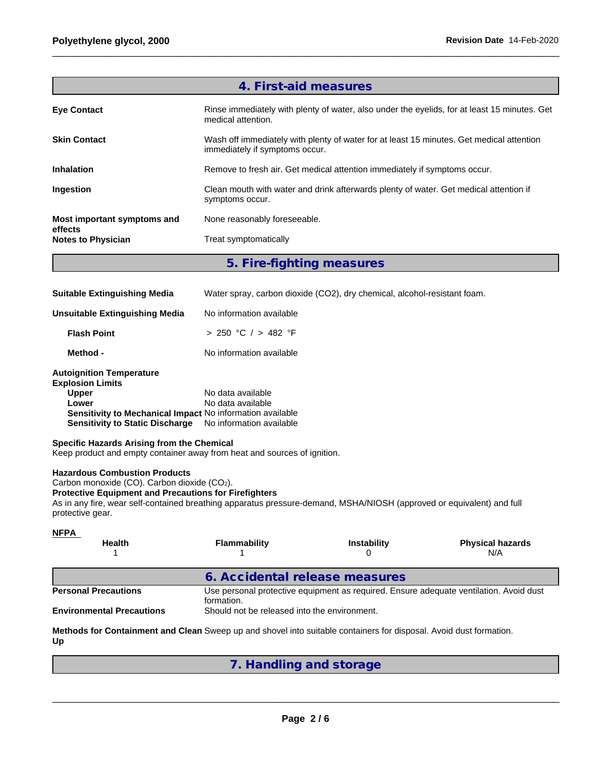## 4. First-aid measures

| | |
|---|---|
| **Eye Contact** | Rinse immediately with plenty of water, also under the eyelids, for at least 15 minutes. Get medical attention. |
| **Skin Contact** | Wash off immediately with plenty of water for at least 15 minutes. Get medical attention immediately if symptoms occur. |
| **Inhalation** | Remove to fresh air. Get medical attention immediately if symptoms occur. |
| **Ingestion** | Clean mouth with water and drink afterwards plenty of water. Get medical attention if symptoms occur. |
| **Most important symptoms and effects** | None reasonably foreseeable. |
| **Notes to Physician** | Treat symptomatically |

## 5. Fire-fighting measures

| | |
|---|---|
| **Suitable Extinguishing Media** | Water spray, carbon dioxide (CO2), dry chemical, alcohol-resistant foam. |
| **Unsuitable Extinguishing Media** | No information available |
| **Flash Point** | > 250 °C / > 482 °F |
| **Method -** | No information available |

**Autoignition Temperature**

**Explosion Limits**

| | |
|---|---|
| **Upper** | No data available |
| **Lower** | No data available |
| **Sensitivity to Mechanical Impact** | No information available |
| **Sensitivity to Static Discharge** | No information available |

**Specific Hazards Arising from the Chemical**

Keep product and empty container away from heat and sources of ignition.

**Hazardous Combustion Products**

Carbon monoxide (CO). Carbon dioxide ($CO_2$).

**Protective Equipment and Precautions for Firefighters**

As in any fire, wear self-contained breathing apparatus pressure-demand, MSHA/NIOSH (approved or equivalent) and full protective gear.

**NFPA**

| Health | Flammability | Instability | Physical hazards |
|---|---|---|---|
| 1 | 1 | 0 | N/A |

## 6. Accidental release measures

| | |
|---|---|
| **Personal Precautions** | Use personal protective equipment as required. Ensure adequate ventilation. Avoid dust formation. |
| **Environmental Precautions** | Should not be released into the environment. |
| **Methods for Containment and Clean Up** | Sweep up and shovel into suitable containers for disposal. Avoid dust formation. |

## 7. Handling and storage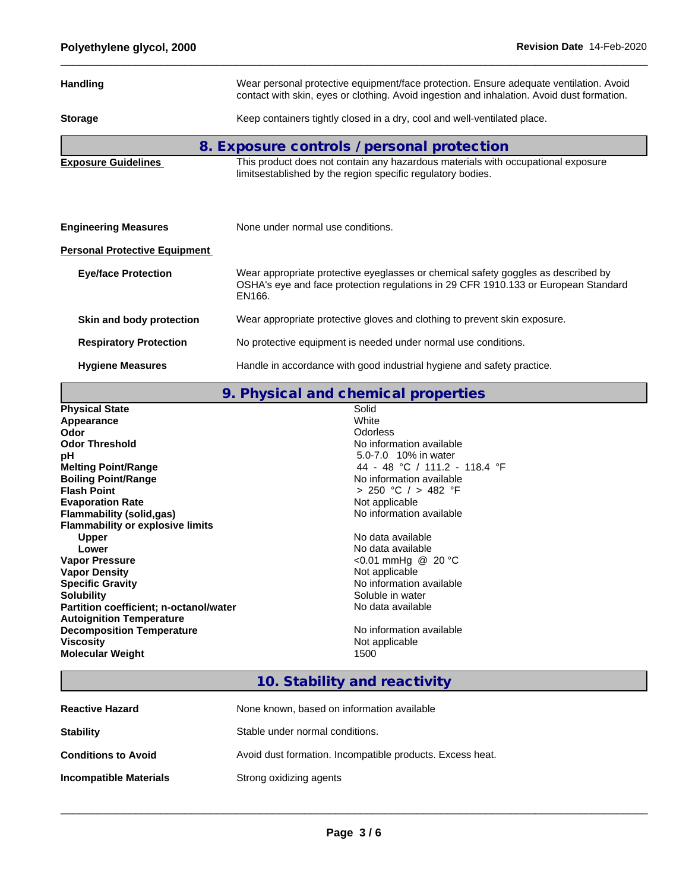| | |
|---|---|
| **Handling** | Wear personal protective equipment/face protection. Ensure adequate ventilation. Avoid contact with skin, eyes or clothing. Avoid ingestion and inhalation. Avoid dust formation. |
| **Storage** | Keep containers tightly closed in a dry, cool and well-ventilated place. |

## 8. Exposure controls / personal protection

| | |
|---|---|
| **Exposure Guidelines** | This product does not contain any hazardous materials with occupational exposure limitsestablished by the region specific regulatory bodies. |
| **Engineering Measures** | None under normal use conditions. |

**Personal Protective Equipment**

| | |
|---|---|
| **Eye/face Protection** | Wear appropriate protective eyeglasses or chemical safety goggles as described by OSHA's eye and face protection regulations in 29 CFR 1910.133 or European Standard EN166. |
| **Skin and body protection** | Wear appropriate protective gloves and clothing to prevent skin exposure. |
| **Respiratory Protection** | No protective equipment is needed under normal use conditions. |
| **Hygiene Measures** | Handle in accordance with good industrial hygiene and safety practice. |

## 9. Physical and chemical properties

| | |
|---|---|
| **Physical State** | Solid |
| **Appearance** | White |
| **Odor** | Odorless |
| **Odor Threshold** | No information available |
| **pH** | 5.0-7.0  10% in water |
| **Melting Point/Range** | 44 - 48 °C / 111.2 - 118.4 °F |
| **Boiling Point/Range** | No information available |
| **Flash Point** | > 250 °C / > 482 °F |
| **Evaporation Rate** | Not applicable |
| **Flammability (solid,gas)** | No information available |
| **Flammability or explosive limits** | |
| **Upper** | No data available |
| **Lower** | No data available |
| **Vapor Pressure** | <0.01 mmHg @ 20 °C |
| **Vapor Density** | Not applicable |
| **Specific Gravity** | No information available |
| **Solubility** | Soluble in water |
| **Partition coefficient; n-octanol/water** | No data available |
| **Autoignition Temperature** | |
| **Decomposition Temperature** | No information available |
| **Viscosity** | Not applicable |
| **Molecular Weight** | 1500 |

## 10. Stability and reactivity

| | |
|---|---|
| **Reactive Hazard** | None known, based on information available |
| **Stability** | Stable under normal conditions. |
| **Conditions to Avoid** | Avoid dust formation. Incompatible products. Excess heat. |
| **Incompatible Materials** | Strong oxidizing agents |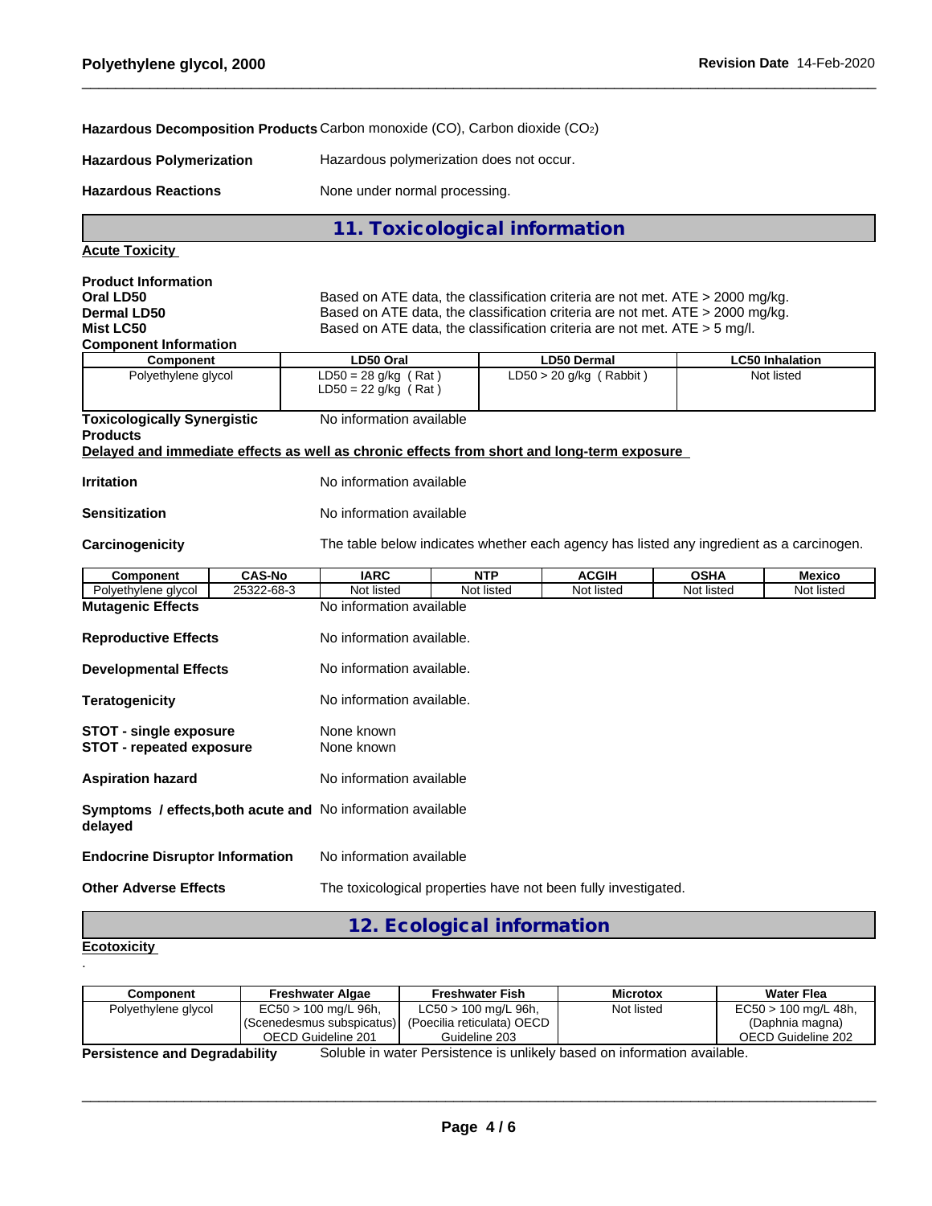**Hazardous Decomposition Products** Carbon monoxide (CO), Carbon dioxide ($CO_2$)

**Hazardous Polymerization** Hazardous polymerization does not occur.

**Hazardous Reactions** None under normal processing.

## 11. Toxicological information

**Acute Toxicity**

**Product Information**

**Oral LD50** Based on ATE data, the classification criteria are not met. ATE > 2000 mg/kg.

**Dermal LD50** Based on ATE data, the classification criteria are not met. ATE > 2000 mg/kg.

**Mist LC50** Based on ATE data, the classification criteria are not met. ATE > 5 mg/l.

**Component Information**

| Component | LD50 Oral | LD50 Dermal | LC50 Inhalation |
|---|---|---|---|
| Polyethylene glycol | LD50 = 28 g/kg ( Rat )<br>LD50 = 22 g/kg ( Rat ) | LD50 > 20 g/kg ( Rabbit ) | Not listed |

**Toxicologically Synergistic Products** No information available

**Delayed and immediate effects as well as chronic effects from short and long-term exposure**

**Irritation** No information available

**Sensitization** No information available

**Carcinogenicity** The table below indicates whether each agency has listed any ingredient as a carcinogen.

| Component | CAS-No | IARC | NTP | ACGIH | OSHA | Mexico |
|---|---|---|---|---|---|---|
| Polyethylene glycol | 25322-68-3 | Not listed | Not listed | Not listed | Not listed | Not listed |

**Mutagenic Effects** No information available

**Reproductive Effects** No information available.

**Developmental Effects** No information available.

**Teratogenicity** No information available.

**STOT - single exposure** None known

**STOT - repeated exposure** None known

**Aspiration hazard** No information available

**Symptoms / effects,both acute and delayed** No information available

**Endocrine Disruptor Information** No information available

**Other Adverse Effects** The toxicological properties have not been fully investigated.

## 12. Ecological information

**Ecotoxicity**

.

| Component | Freshwater Algae | Freshwater Fish | Microtox | Water Flea |
|---|---|---|---|---|
| Polyethylene glycol | EC50 > 100 mg/L 96h, (Scenedesmus subspicatus) OECD Guideline 201 | LC50 > 100 mg/L 96h, (Poecilia reticulata) OECD Guideline 203 | Not listed | EC50 > 100 mg/L 48h, (Daphnia magna) OECD Guideline 202 |

**Persistence and Degradability** Soluble in water Persistence is unlikely based on information available.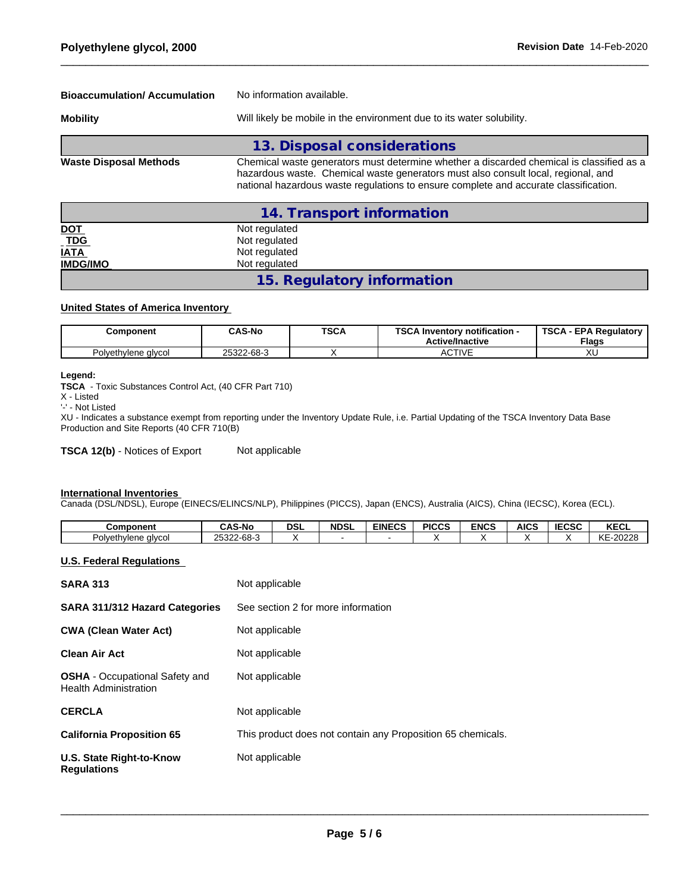**Bioaccumulation/ Accumulation** No information available.

**Mobility** Will likely be mobile in the environment due to its water solubility.

## 13. Disposal considerations

**Waste Disposal Methods** Chemical waste generators must determine whether a discarded chemical is classified as a hazardous waste. Chemical waste generators must also consult local, regional, and national hazardous waste regulations to ensure complete and accurate classification.

## 14. Transport information

| | |
|---|---|
| **DOT** | Not regulated |
| **TDG** | Not regulated |
| **IATA** | Not regulated |
| **IMDG/IMO** | Not regulated |

## 15. Regulatory information

**United States of America Inventory**

| Component | CAS-No | TSCA | TSCA Inventory notification - Active/Inactive | TSCA - EPA Regulatory Flags |
|---|---|---|---|---|
| Polyethylene glycol | 25322-68-3 | X | ACTIVE | XU |

**Legend:**
**TSCA** - Toxic Substances Control Act, (40 CFR Part 710)
X - Listed
'-' - Not Listed
XU - Indicates a substance exempt from reporting under the Inventory Update Rule, i.e. Partial Updating of the TSCA Inventory Data Base Production and Site Reports (40 CFR 710(B)

**TSCA 12(b)** - Notices of Export Not applicable

**International Inventories**
Canada (DSL/NDSL), Europe (EINECS/ELINCS/NLP), Philippines (PICCS), Japan (ENCS), Australia (AICS), China (IECSC), Korea (ECL).

| Component | CAS-No | DSL | NDSL | EINECS | PICCS | ENCS | AICS | IECSC | KECL |
|---|---|---|---|---|---|---|---|---|---|
| Polyethylene glycol | 25322-68-3 | X | - | - | X | X | X | X | KE-20228 |

**U.S. Federal Regulations**

| | |
|---|---|
| **SARA 313** | Not applicable |
| **SARA 311/312 Hazard Categories** | See section 2 for more information |
| **CWA (Clean Water Act)** | Not applicable |
| **Clean Air Act** | Not applicable |
| **OSHA** - Occupational Safety and Health Administration | Not applicable |
| **CERCLA** | Not applicable |
| **California Proposition 65** | This product does not contain any Proposition 65 chemicals. |
| **U.S. State Right-to-Know Regulations** | Not applicable |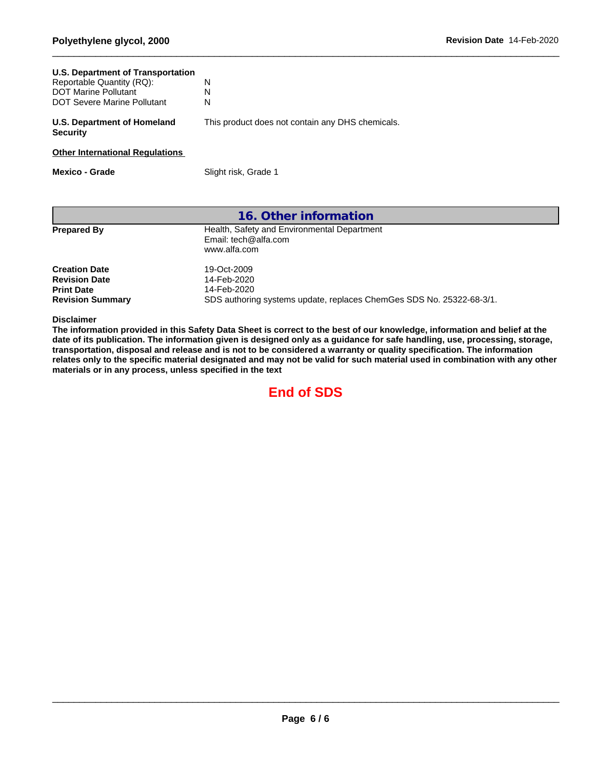**U.S. Department of Transportation**

| | |
|---|---|
| Reportable Quantity (RQ): | N |
| DOT Marine Pollutant | N |
| DOT Severe Marine Pollutant | N |

**U.S. Department of Homeland Security** — This product does not contain any DHS chemicals.

**Other International Regulations**

**Mexico - Grade** — Slight risk, Grade 1

## 16. Other information

**Prepared By**
Health, Safety and Environmental Department
Email: tech@alfa.com
www.alfa.com

| | |
|---|---|
| **Creation Date** | 19-Oct-2009 |
| **Revision Date** | 14-Feb-2020 |
| **Print Date** | 14-Feb-2020 |
| **Revision Summary** | SDS authoring systems update, replaces ChemGes SDS No. 25322-68-3/1. |

**Disclaimer**

**The information provided in this Safety Data Sheet is correct to the best of our knowledge, information and belief at the date of its publication. The information given is designed only as a guidance for safe handling, use, processing, storage, transportation, disposal and release and is not to be considered a warranty or quality specification. The information relates only to the specific material designated and may not be valid for such material used in combination with any other materials or in any process, unless specified in the text**

**End of SDS**